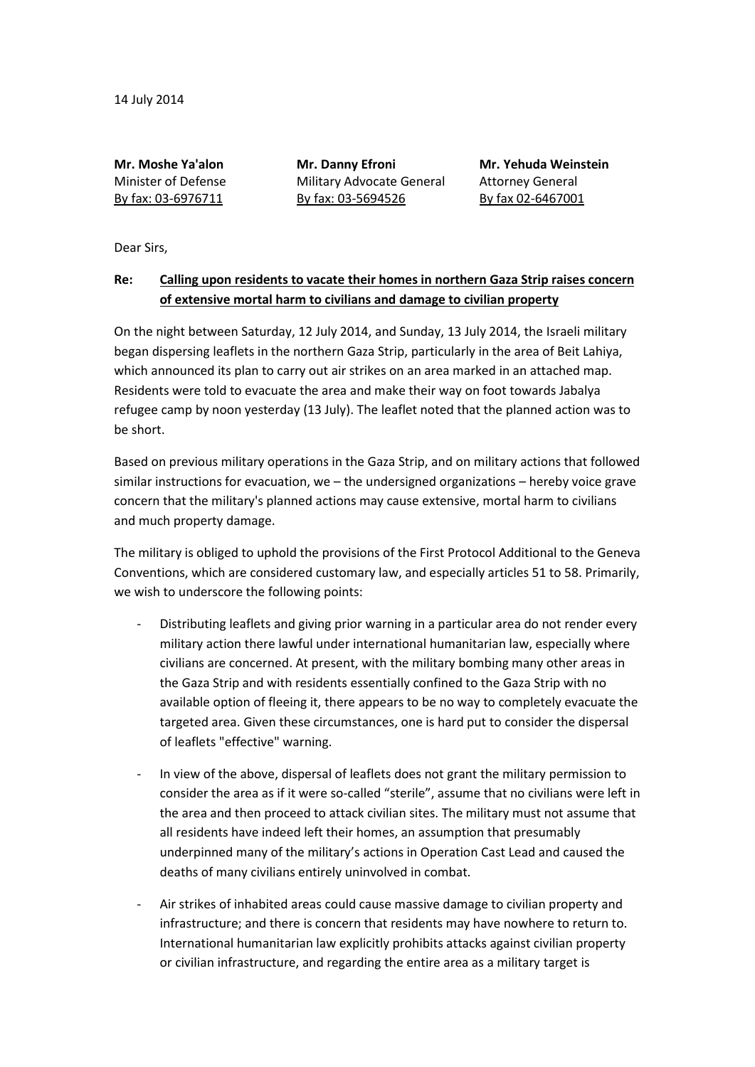14 July 2014

**Mr. Moshe Ya'alon**
Minister of Defense
By fax: 03-6976711

**Mr. Danny Efroni**
Military Advocate General
By fax: 03-5694526

**Mr. Yehuda Weinstein**
Attorney General
By fax 02-6467001

Dear Sirs,

**Re: Calling upon residents to vacate their homes in northern Gaza Strip raises concern of extensive mortal harm to civilians and damage to civilian property**

On the night between Saturday, 12 July 2014, and Sunday, 13 July 2014, the Israeli military began dispersing leaflets in the northern Gaza Strip, particularly in the area of Beit Lahiya, which announced its plan to carry out air strikes on an area marked in an attached map. Residents were told to evacuate the area and make their way on foot towards Jabalya refugee camp by noon yesterday (13 July). The leaflet noted that the planned action was to be short.

Based on previous military operations in the Gaza Strip, and on military actions that followed similar instructions for evacuation, we – the undersigned organizations – hereby voice grave concern that the military's planned actions may cause extensive, mortal harm to civilians and much property damage.

The military is obliged to uphold the provisions of the First Protocol Additional to the Geneva Conventions, which are considered customary law, and especially articles 51 to 58. Primarily, we wish to underscore the following points:

- Distributing leaflets and giving prior warning in a particular area do not render every military action there lawful under international humanitarian law, especially where civilians are concerned. At present, with the military bombing many other areas in the Gaza Strip and with residents essentially confined to the Gaza Strip with no available option of fleeing it, there appears to be no way to completely evacuate the targeted area. Given these circumstances, one is hard put to consider the dispersal of leaflets "effective" warning.

- In view of the above, dispersal of leaflets does not grant the military permission to consider the area as if it were so-called "sterile", assume that no civilians were left in the area and then proceed to attack civilian sites. The military must not assume that all residents have indeed left their homes, an assumption that presumably underpinned many of the military's actions in Operation Cast Lead and caused the deaths of many civilians entirely uninvolved in combat.

- Air strikes of inhabited areas could cause massive damage to civilian property and infrastructure; and there is concern that residents may have nowhere to return to. International humanitarian law explicitly prohibits attacks against civilian property or civilian infrastructure, and regarding the entire area as a military target is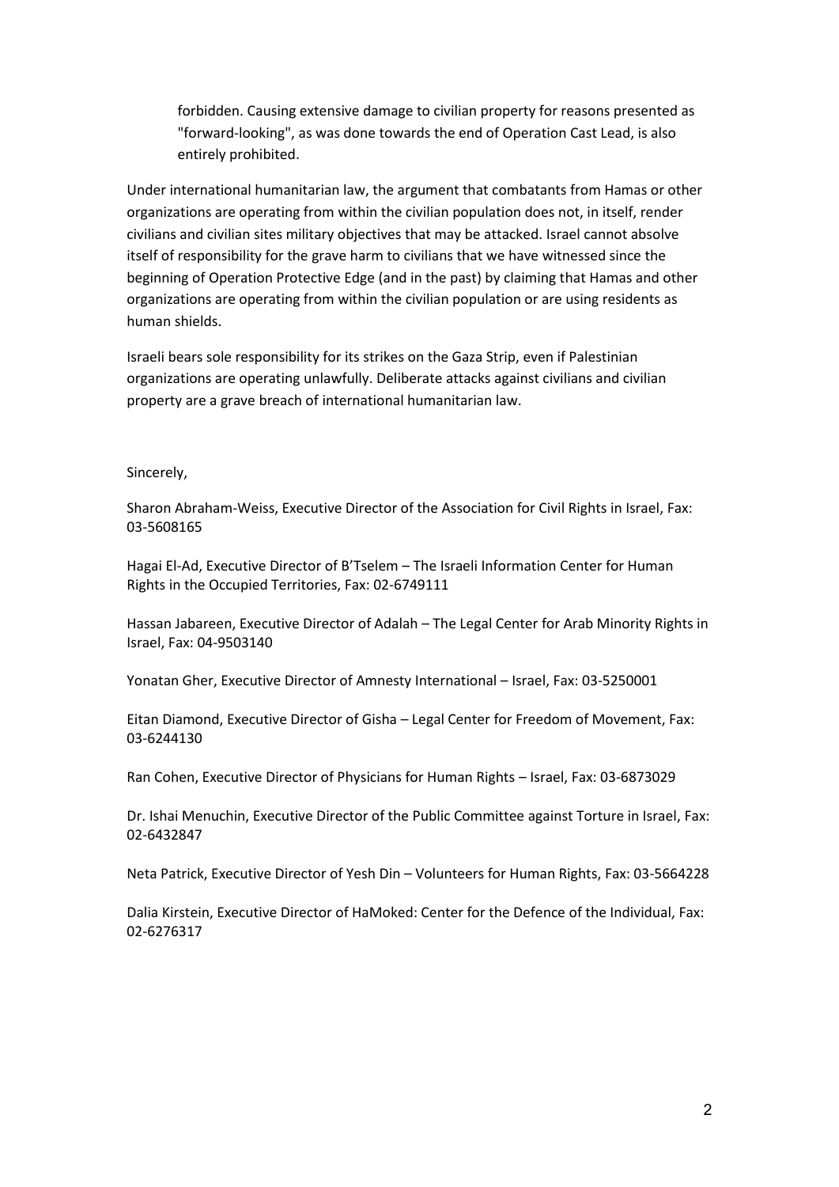forbidden. Causing extensive damage to civilian property for reasons presented as "forward-looking", as was done towards the end of Operation Cast Lead, is also entirely prohibited.

Under international humanitarian law, the argument that combatants from Hamas or other organizations are operating from within the civilian population does not, in itself, render civilians and civilian sites military objectives that may be attacked. Israel cannot absolve itself of responsibility for the grave harm to civilians that we have witnessed since the beginning of Operation Protective Edge (and in the past) by claiming that Hamas and other organizations are operating from within the civilian population or are using residents as human shields.

Israeli bears sole responsibility for its strikes on the Gaza Strip, even if Palestinian organizations are operating unlawfully. Deliberate attacks against civilians and civilian property are a grave breach of international humanitarian law.

Sincerely,

Sharon Abraham-Weiss, Executive Director of the Association for Civil Rights in Israel, Fax: 03-5608165

Hagai El-Ad, Executive Director of B'Tselem – The Israeli Information Center for Human Rights in the Occupied Territories, Fax: 02-6749111

Hassan Jabareen, Executive Director of Adalah – The Legal Center for Arab Minority Rights in Israel, Fax: 04-9503140

Yonatan Gher, Executive Director of Amnesty International – Israel, Fax: 03-5250001

Eitan Diamond, Executive Director of Gisha – Legal Center for Freedom of Movement, Fax: 03-6244130

Ran Cohen, Executive Director of Physicians for Human Rights – Israel, Fax: 03-6873029

Dr. Ishai Menuchin, Executive Director of the Public Committee against Torture in Israel, Fax: 02-6432847

Neta Patrick, Executive Director of Yesh Din – Volunteers for Human Rights, Fax: 03-5664228

Dalia Kirstein, Executive Director of HaMoked: Center for the Defence of the Individual, Fax: 02-6276317